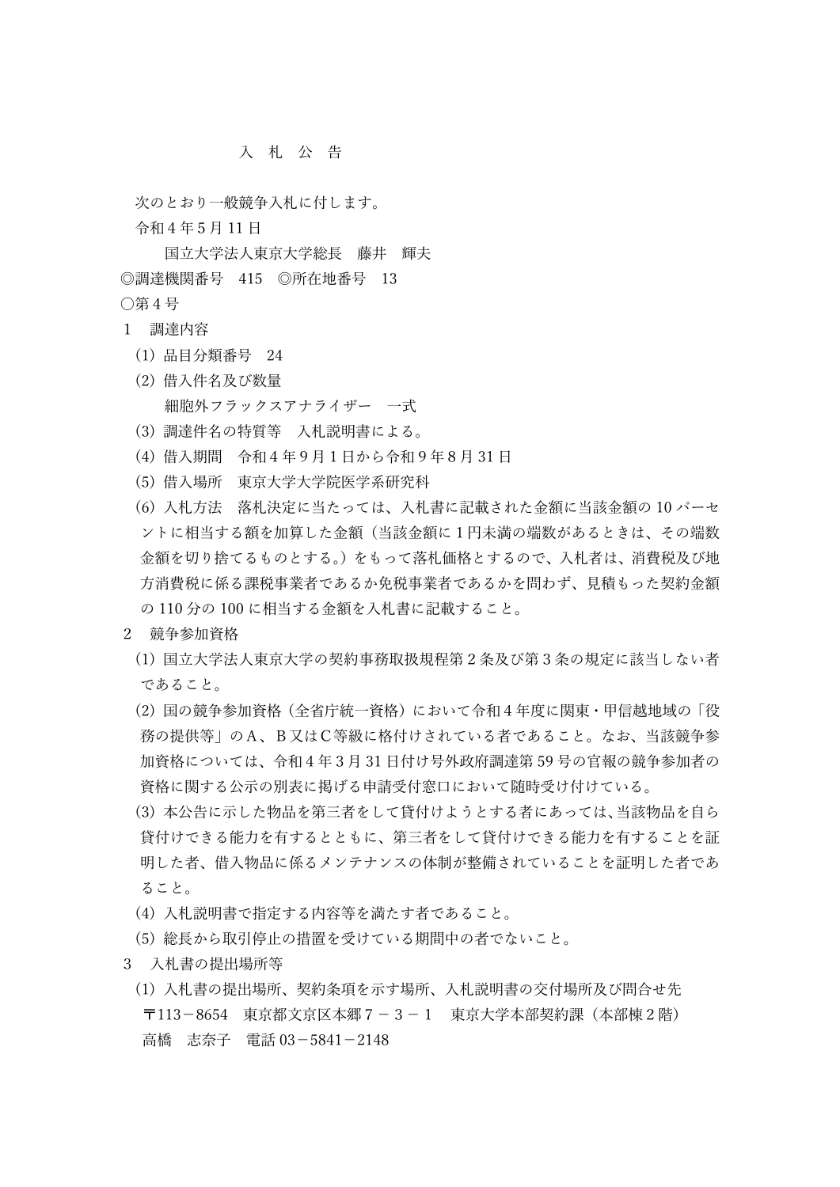# 入　札　公　告

次のとおり一般競争入札に付します。

令和４年５月11日

国立大学法人東京大学総長　藤井　輝夫

◎調達機関番号　415　◎所在地番号　13

○第４号

1　調達内容

(1) 品目分類番号　24

(2) 借入件名及び数量

細胞外フラックスアナライザー　一式

(3) 調達件名の特質等　入札説明書による。

(4) 借入期間　令和４年９月１日から令和９年８月31日

(5) 借入場所　東京大学大学院医学系研究科

(6) 入札方法　落札決定に当たっては、入札書に記載された金額に当該金額の10パーセントに相当する額を加算した金額（当該金額に１円未満の端数があるときは、その端数金額を切り捨てるものとする。）をもって落札価格とするので、入札者は、消費税及び地方消費税に係る課税事業者であるか免税事業者であるかを問わず、見積もった契約金額の110分の100に相当する金額を入札書に記載すること。

2　競争参加資格

(1) 国立大学法人東京大学の契約事務取扱規程第２条及び第３条の規定に該当しない者であること。

(2) 国の競争参加資格（全省庁統一資格）において令和４年度に関東・甲信越地域の「役務の提供等」のA、B又はC等級に格付けされている者であること。なお、当該競争参加資格については、令和４年３月31日付け号外政府調達第59号の官報の競争参加者の資格に関する公示の別表に掲げる申請受付窓口において随時受け付けている。

(3) 本公告に示した物品を第三者をして貸付けようとする者にあっては、当該物品を自ら貸付けできる能力を有するとともに、第三者をして貸付けできる能力を有することを証明した者、借入物品に係るメンテナンスの体制が整備されていることを証明した者であること。

(4) 入札説明書で指定する内容等を満たす者であること。

(5) 総長から取引停止の措置を受けている期間中の者でないこと。

3　入札書の提出場所等

(1) 入札書の提出場所、契約条項を示す場所、入札説明書の交付場所及び問合せ先

〒113－8654　東京都文京区本郷７－３－１　東京大学本部契約課（本部棟２階）

高橋　志奈子　電話03－5841－2148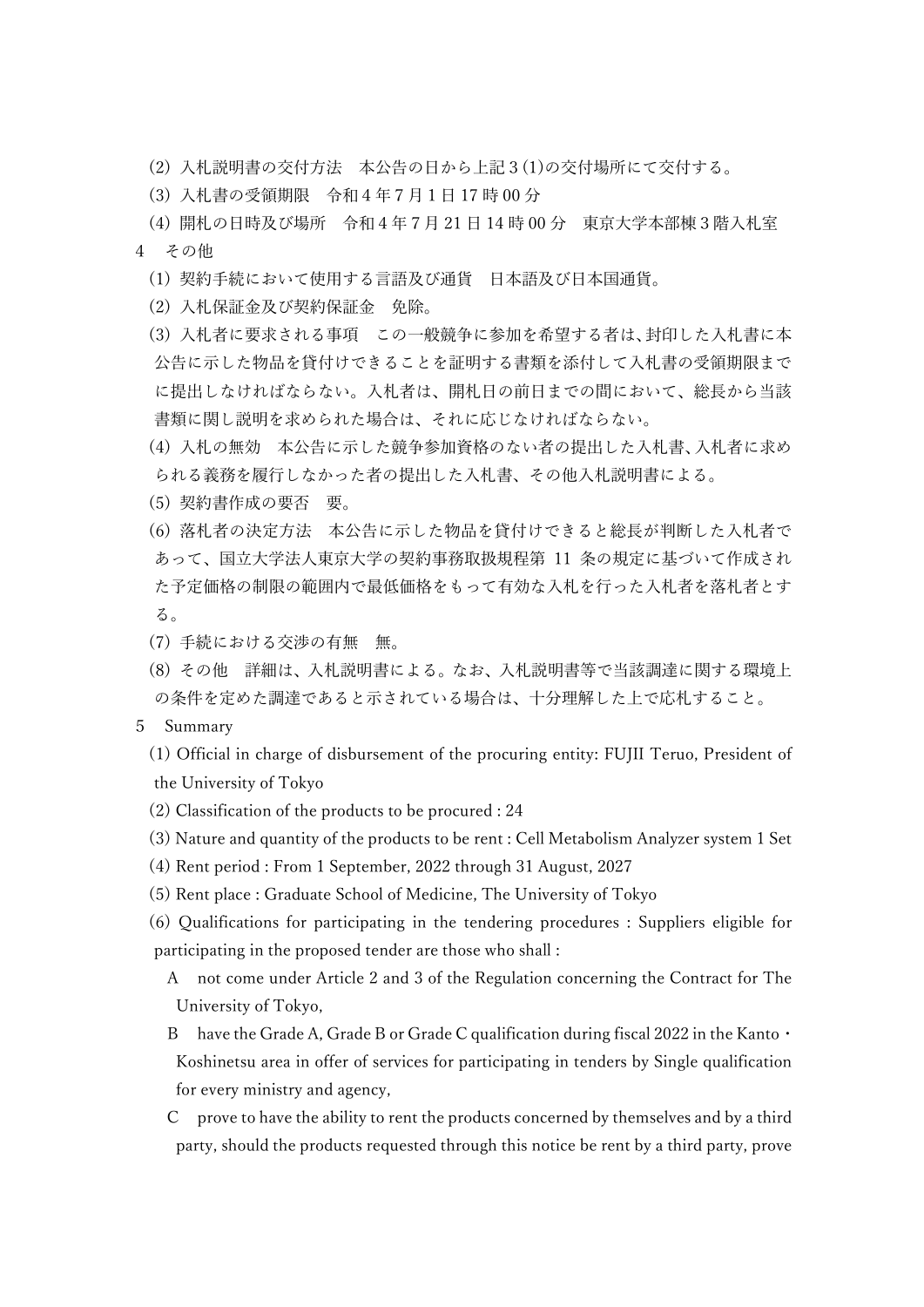(2) 入札説明書の交付方法　本公告の日から上記３(1)の交付場所にて交付する。

(3) 入札書の受領期限　令和４年７月１日 17 時 00 分

(4) 開札の日時及び場所　令和４年７月 21 日 14 時 00 分　東京大学本部棟３階入札室

4　その他

(1) 契約手続において使用する言語及び通貨　日本語及び日本国通貨。

(2) 入札保証金及び契約保証金　免除。

(3) 入札者に要求される事項　この一般競争に参加を希望する者は、封印した入札書に本公告に示した物品を貸付けできることを証明する書類を添付して入札書の受領期限までに提出しなければならない。入札者は、開札日の前日までの間において、総長から当該書類に関し説明を求められた場合は、それに応じなければならない。

(4) 入札の無効　本公告に示した競争参加資格のない者の提出した入札書、入札者に求められる義務を履行しなかった者の提出した入札書、その他入札説明書による。

(5) 契約書作成の要否　要。

(6) 落札者の決定方法　本公告に示した物品を貸付けできると総長が判断した入札者であって、国立大学法人東京大学の契約事務取扱規程第 11 条の規定に基づいて作成された予定価格の制限の範囲内で最低価格をもって有効な入札を行った入札者を落札者とする。

(7) 手続における交渉の有無　無。

(8) その他　詳細は、入札説明書による。なお、入札説明書等で当該調達に関する環境上の条件を定めた調達であると示されている場合は、十分理解した上で応札すること。

5　Summary

(1) Official in charge of disbursement of the procuring entity: FUJII Teruo, President of the University of Tokyo

(2) Classification of the products to be procured : 24

(3) Nature and quantity of the products to be rent : Cell Metabolism Analyzer system 1 Set

(4) Rent period : From 1 September, 2022 through 31 August, 2027

(5) Rent place : Graduate School of Medicine, The University of Tokyo

(6) Qualifications for participating in the tendering procedures : Suppliers eligible for participating in the proposed tender are those who shall :

A　not come under Article 2 and 3 of the Regulation concerning the Contract for The University of Tokyo,

B　have the Grade A, Grade B or Grade C qualification during fiscal 2022 in the Kanto・Koshinetsu area in offer of services for participating in tenders by Single qualification for every ministry and agency,

C　prove to have the ability to rent the products concerned by themselves and by a third party, should the products requested through this notice be rent by a third party, prove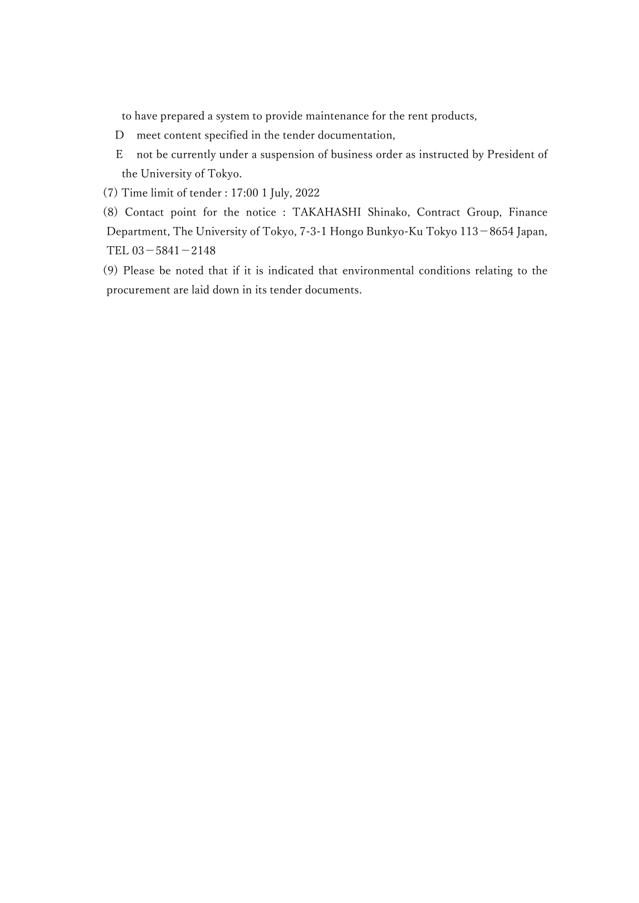to have prepared a system to provide maintenance for the rent products,

D meet content specified in the tender documentation,

E not be currently under a suspension of business order as instructed by President of the University of Tokyo.

(7) Time limit of tender : 17:00 1 July, 2022

(8) Contact point for the notice : TAKAHASHI Shinako, Contract Group, Finance Department, The University of Tokyo, 7-3-1 Hongo Bunkyo-Ku Tokyo 113－8654 Japan, TEL 03－5841－2148

(9) Please be noted that if it is indicated that environmental conditions relating to the procurement are laid down in its tender documents.